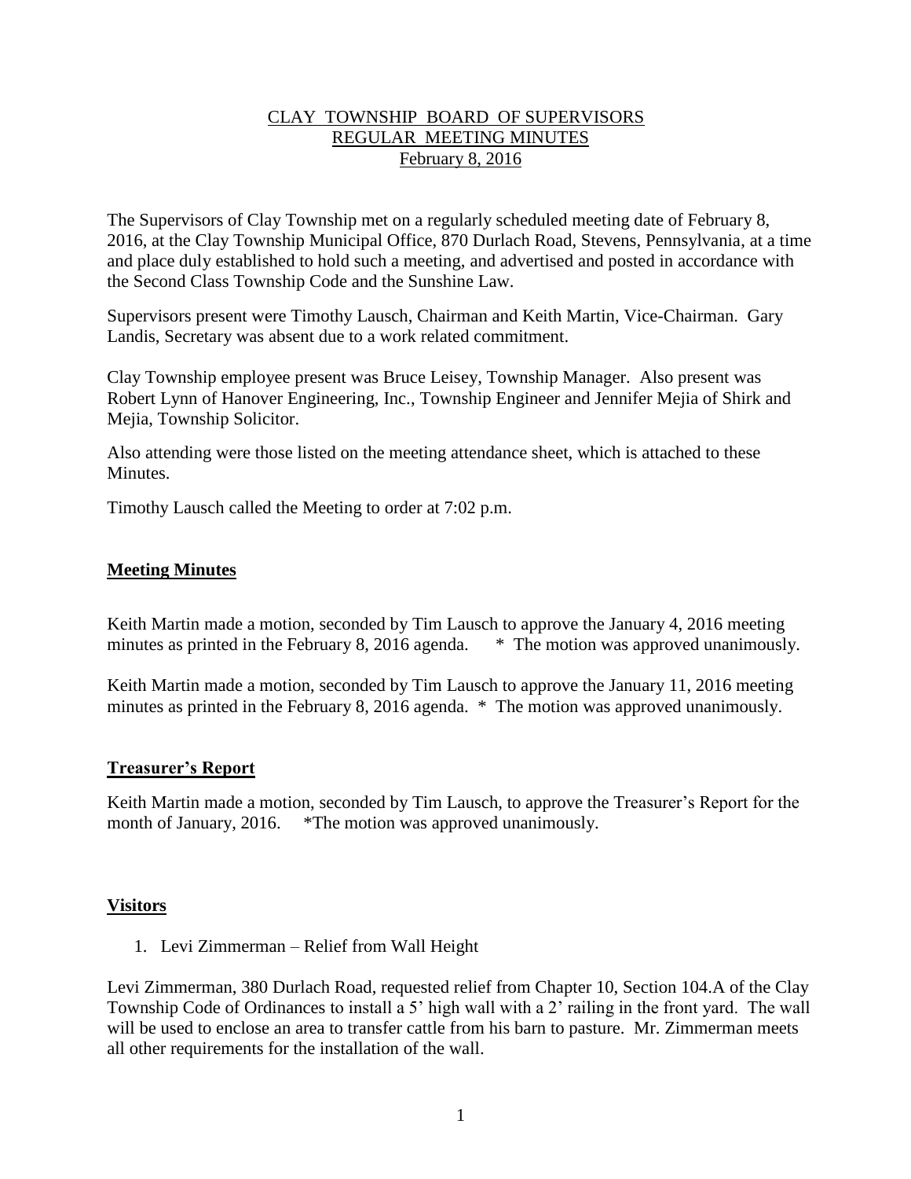# CLAY TOWNSHIP BOARD OF SUPERVISORS
## REGULAR MEETING MINUTES
### February 8, 2016

The Supervisors of Clay Township met on a regularly scheduled meeting date of February 8, 2016, at the Clay Township Municipal Office, 870 Durlach Road, Stevens, Pennsylvania, at a time and place duly established to hold such a meeting, and advertised and posted in accordance with the Second Class Township Code and the Sunshine Law.

Supervisors present were Timothy Lausch, Chairman and Keith Martin, Vice-Chairman. Gary Landis, Secretary was absent due to a work related commitment.

Clay Township employee present was Bruce Leisey, Township Manager. Also present was Robert Lynn of Hanover Engineering, Inc., Township Engineer and Jennifer Mejia of Shirk and Mejia, Township Solicitor.

Also attending were those listed on the meeting attendance sheet, which is attached to these Minutes.

Timothy Lausch called the Meeting to order at 7:02 p.m.

## **Meeting Minutes**

Keith Martin made a motion, seconded by Tim Lausch to approve the January 4, 2016 meeting minutes as printed in the February 8, 2016 agenda. * The motion was approved unanimously.

Keith Martin made a motion, seconded by Tim Lausch to approve the January 11, 2016 meeting minutes as printed in the February 8, 2016 agenda. * The motion was approved unanimously.

## **Treasurer's Report**

Keith Martin made a motion, seconded by Tim Lausch, to approve the Treasurer's Report for the month of January, 2016. *The motion was approved unanimously.

## **Visitors**

1. Levi Zimmerman – Relief from Wall Height

Levi Zimmerman, 380 Durlach Road, requested relief from Chapter 10, Section 104.A of the Clay Township Code of Ordinances to install a 5' high wall with a 2' railing in the front yard. The wall will be used to enclose an area to transfer cattle from his barn to pasture. Mr. Zimmerman meets all other requirements for the installation of the wall.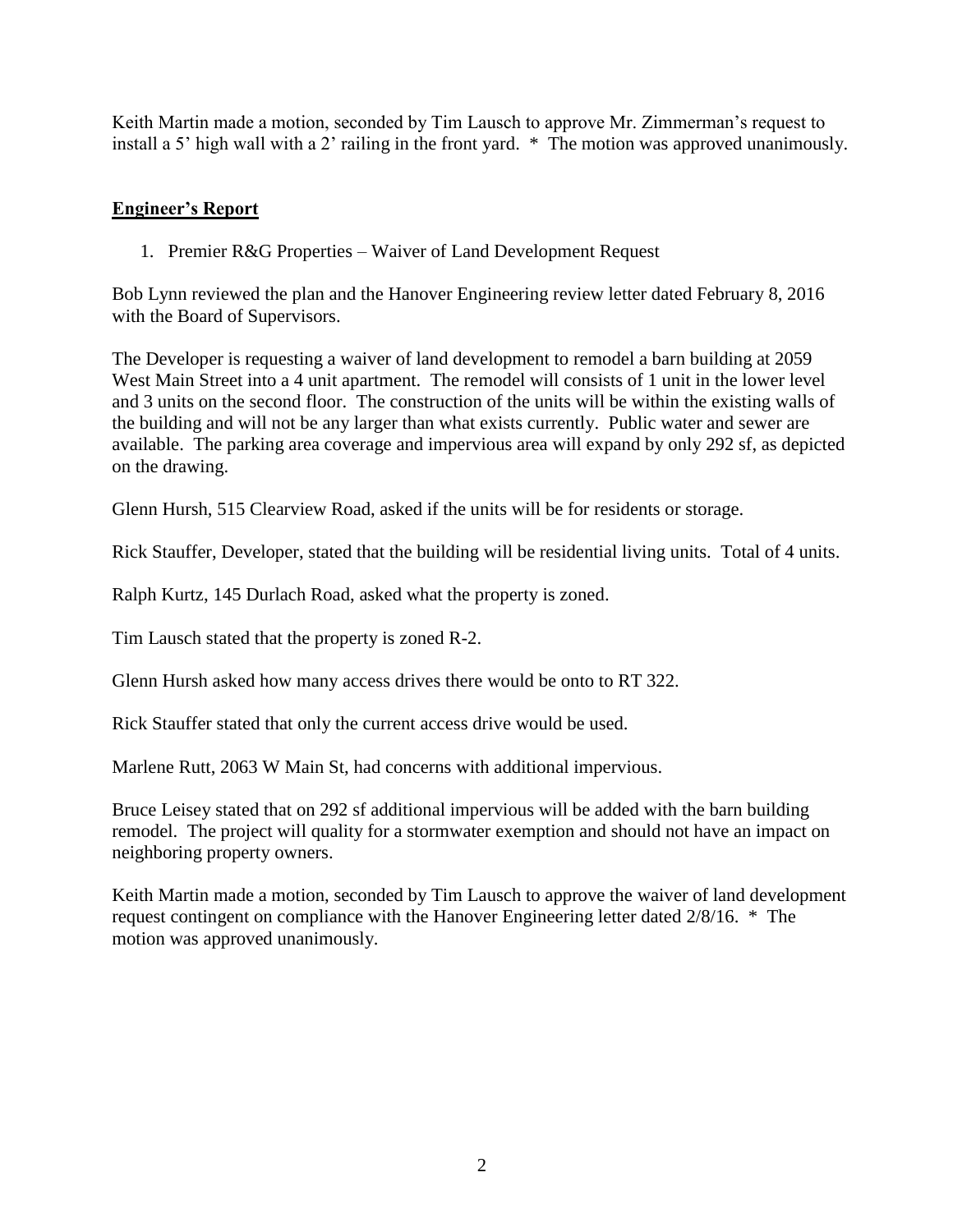Keith Martin made a motion, seconded by Tim Lausch to approve Mr. Zimmerman's request to install a 5' high wall with a 2' railing in the front yard. * The motion was approved unanimously.

## **Engineer's Report**

1. Premier R&G Properties – Waiver of Land Development Request

Bob Lynn reviewed the plan and the Hanover Engineering review letter dated February 8, 2016 with the Board of Supervisors.

The Developer is requesting a waiver of land development to remodel a barn building at 2059 West Main Street into a 4 unit apartment. The remodel will consists of 1 unit in the lower level and 3 units on the second floor. The construction of the units will be within the existing walls of the building and will not be any larger than what exists currently. Public water and sewer are available. The parking area coverage and impervious area will expand by only 292 sf, as depicted on the drawing.

Glenn Hursh, 515 Clearview Road, asked if the units will be for residents or storage.

Rick Stauffer, Developer, stated that the building will be residential living units. Total of 4 units.

Ralph Kurtz, 145 Durlach Road, asked what the property is zoned.

Tim Lausch stated that the property is zoned R-2.

Glenn Hursh asked how many access drives there would be onto to RT 322.

Rick Stauffer stated that only the current access drive would be used.

Marlene Rutt, 2063 W Main St, had concerns with additional impervious.

Bruce Leisey stated that on 292 sf additional impervious will be added with the barn building remodel. The project will quality for a stormwater exemption and should not have an impact on neighboring property owners.

Keith Martin made a motion, seconded by Tim Lausch to approve the waiver of land development request contingent on compliance with the Hanover Engineering letter dated 2/8/16. * The motion was approved unanimously.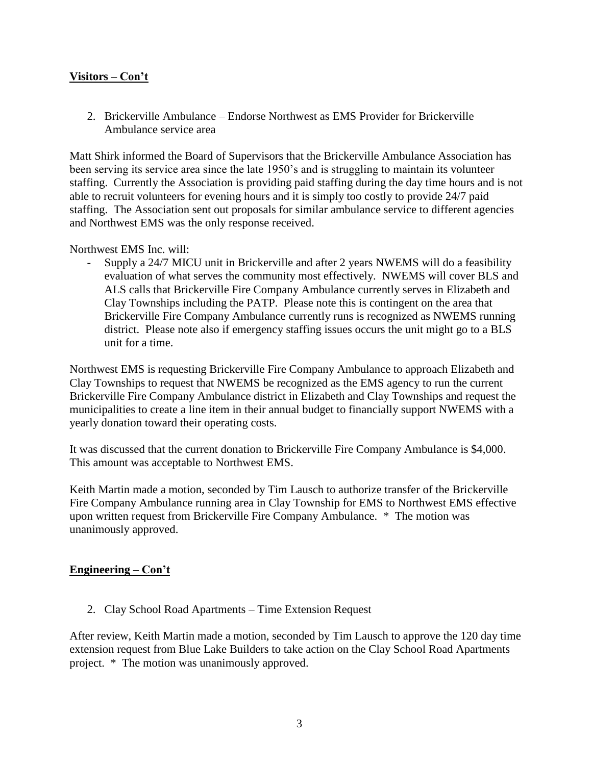## **Visitors – Con't**

2. Brickerville Ambulance – Endorse Northwest as EMS Provider for Brickerville Ambulance service area

Matt Shirk informed the Board of Supervisors that the Brickerville Ambulance Association has been serving its service area since the late 1950's and is struggling to maintain its volunteer staffing. Currently the Association is providing paid staffing during the day time hours and is not able to recruit volunteers for evening hours and it is simply too costly to provide 24/7 paid staffing. The Association sent out proposals for similar ambulance service to different agencies and Northwest EMS was the only response received.

Northwest EMS Inc. will:

- Supply a 24/7 MICU unit in Brickerville and after 2 years NWEMS will do a feasibility evaluation of what serves the community most effectively. NWEMS will cover BLS and ALS calls that Brickerville Fire Company Ambulance currently serves in Elizabeth and Clay Townships including the PATP. Please note this is contingent on the area that Brickerville Fire Company Ambulance currently runs is recognized as NWEMS running district. Please note also if emergency staffing issues occurs the unit might go to a BLS unit for a time.

Northwest EMS is requesting Brickerville Fire Company Ambulance to approach Elizabeth and Clay Townships to request that NWEMS be recognized as the EMS agency to run the current Brickerville Fire Company Ambulance district in Elizabeth and Clay Townships and request the municipalities to create a line item in their annual budget to financially support NWEMS with a yearly donation toward their operating costs.

It was discussed that the current donation to Brickerville Fire Company Ambulance is $4,000. This amount was acceptable to Northwest EMS.

Keith Martin made a motion, seconded by Tim Lausch to authorize transfer of the Brickerville Fire Company Ambulance running area in Clay Township for EMS to Northwest EMS effective upon written request from Brickerville Fire Company Ambulance. * The motion was unanimously approved.

## **Engineering – Con't**

2. Clay School Road Apartments – Time Extension Request

After review, Keith Martin made a motion, seconded by Tim Lausch to approve the 120 day time extension request from Blue Lake Builders to take action on the Clay School Road Apartments project. * The motion was unanimously approved.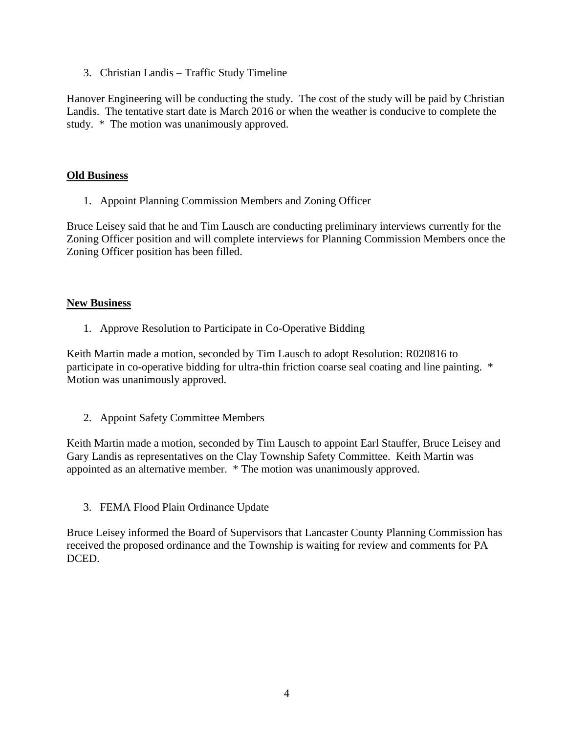3. Christian Landis – Traffic Study Timeline

Hanover Engineering will be conducting the study. The cost of the study will be paid by Christian Landis. The tentative start date is March 2016 or when the weather is conducive to complete the study. * The motion was unanimously approved.

**Old Business**

1. Appoint Planning Commission Members and Zoning Officer

Bruce Leisey said that he and Tim Lausch are conducting preliminary interviews currently for the Zoning Officer position and will complete interviews for Planning Commission Members once the Zoning Officer position has been filled.

**New Business**

1. Approve Resolution to Participate in Co-Operative Bidding

Keith Martin made a motion, seconded by Tim Lausch to adopt Resolution: R020816 to participate in co-operative bidding for ultra-thin friction coarse seal coating and line painting. * Motion was unanimously approved.

2. Appoint Safety Committee Members

Keith Martin made a motion, seconded by Tim Lausch to appoint Earl Stauffer, Bruce Leisey and Gary Landis as representatives on the Clay Township Safety Committee. Keith Martin was appointed as an alternative member. * The motion was unanimously approved.

3. FEMA Flood Plain Ordinance Update

Bruce Leisey informed the Board of Supervisors that Lancaster County Planning Commission has received the proposed ordinance and the Township is waiting for review and comments for PA DCED.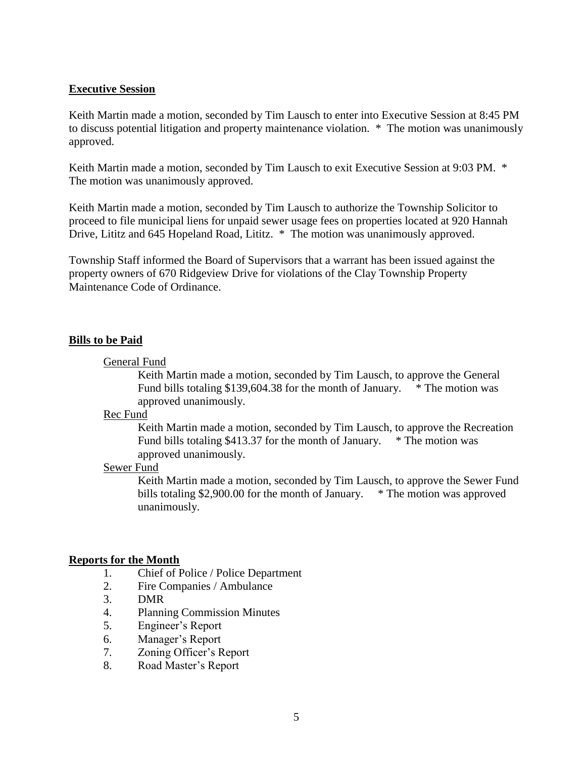**Executive Session**

Keith Martin made a motion, seconded by Tim Lausch to enter into Executive Session at 8:45 PM to discuss potential litigation and property maintenance violation. * The motion was unanimously approved.

Keith Martin made a motion, seconded by Tim Lausch to exit Executive Session at 9:03 PM. * The motion was unanimously approved.

Keith Martin made a motion, seconded by Tim Lausch to authorize the Township Solicitor to proceed to file municipal liens for unpaid sewer usage fees on properties located at 920 Hannah Drive, Lititz and 645 Hopeland Road, Lititz. * The motion was unanimously approved.

Township Staff informed the Board of Supervisors that a warrant has been issued against the property owners of 670 Ridgeview Drive for violations of the Clay Township Property Maintenance Code of Ordinance.

**Bills to be Paid**

General Fund

Keith Martin made a motion, seconded by Tim Lausch, to approve the General Fund bills totaling $139,604.38 for the month of January. * The motion was approved unanimously.

Rec Fund

Keith Martin made a motion, seconded by Tim Lausch, to approve the Recreation Fund bills totaling $413.37 for the month of January. * The motion was approved unanimously.

Sewer Fund

Keith Martin made a motion, seconded by Tim Lausch, to approve the Sewer Fund bills totaling $2,900.00 for the month of January. * The motion was approved unanimously.

**Reports for the Month**

1. Chief of Police / Police Department
2. Fire Companies / Ambulance
3. DMR
4. Planning Commission Minutes
5. Engineer's Report
6. Manager's Report
7. Zoning Officer's Report
8. Road Master's Report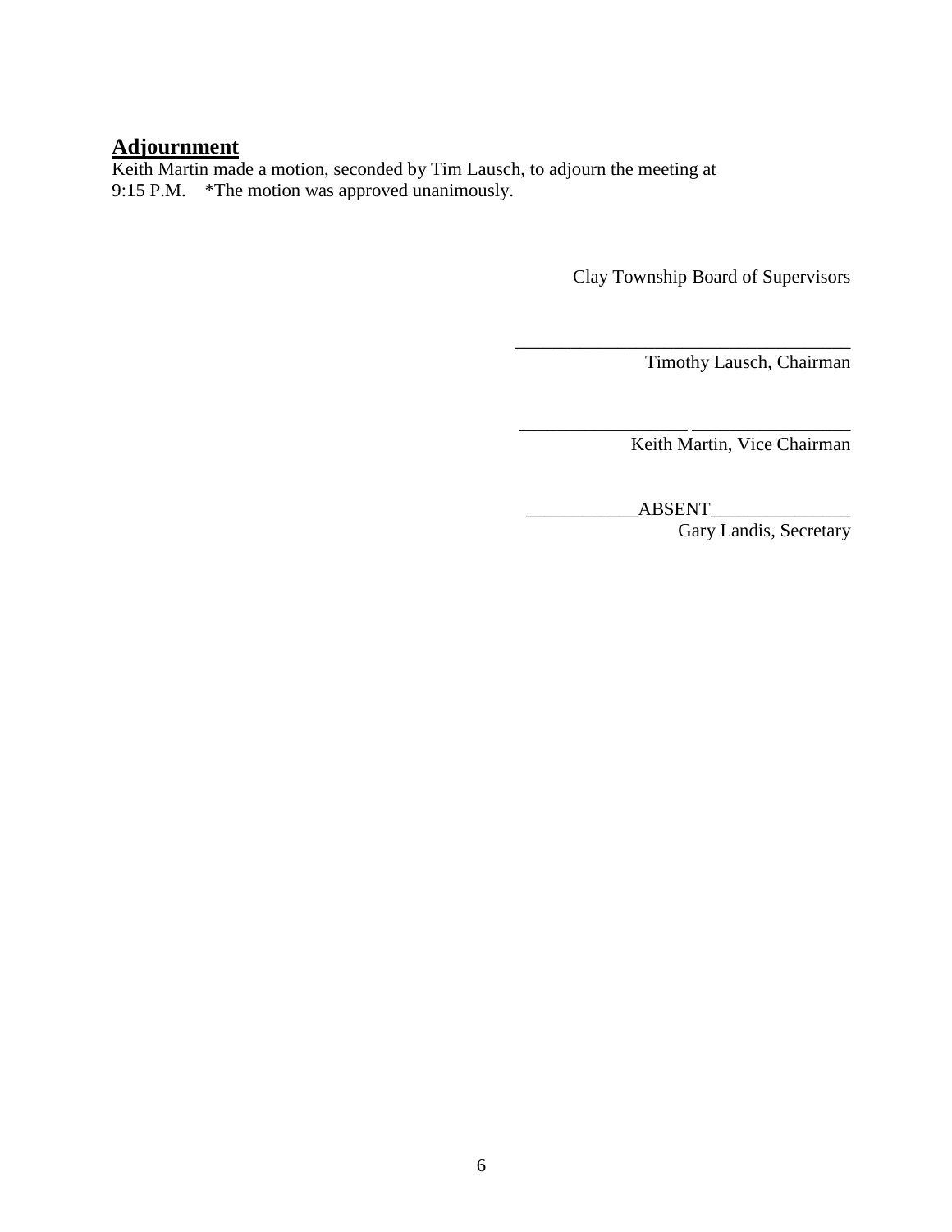## Adjournment

Keith Martin made a motion, seconded by Tim Lausch, to adjourn the meeting at 9:15 P.M. *The motion was approved unanimously.

Clay Township Board of Supervisors

_____________________________________
Timothy Lausch, Chairman

__________________ _________________
Keith Martin, Vice Chairman

____________ABSENT_______________
Gary Landis, Secretary